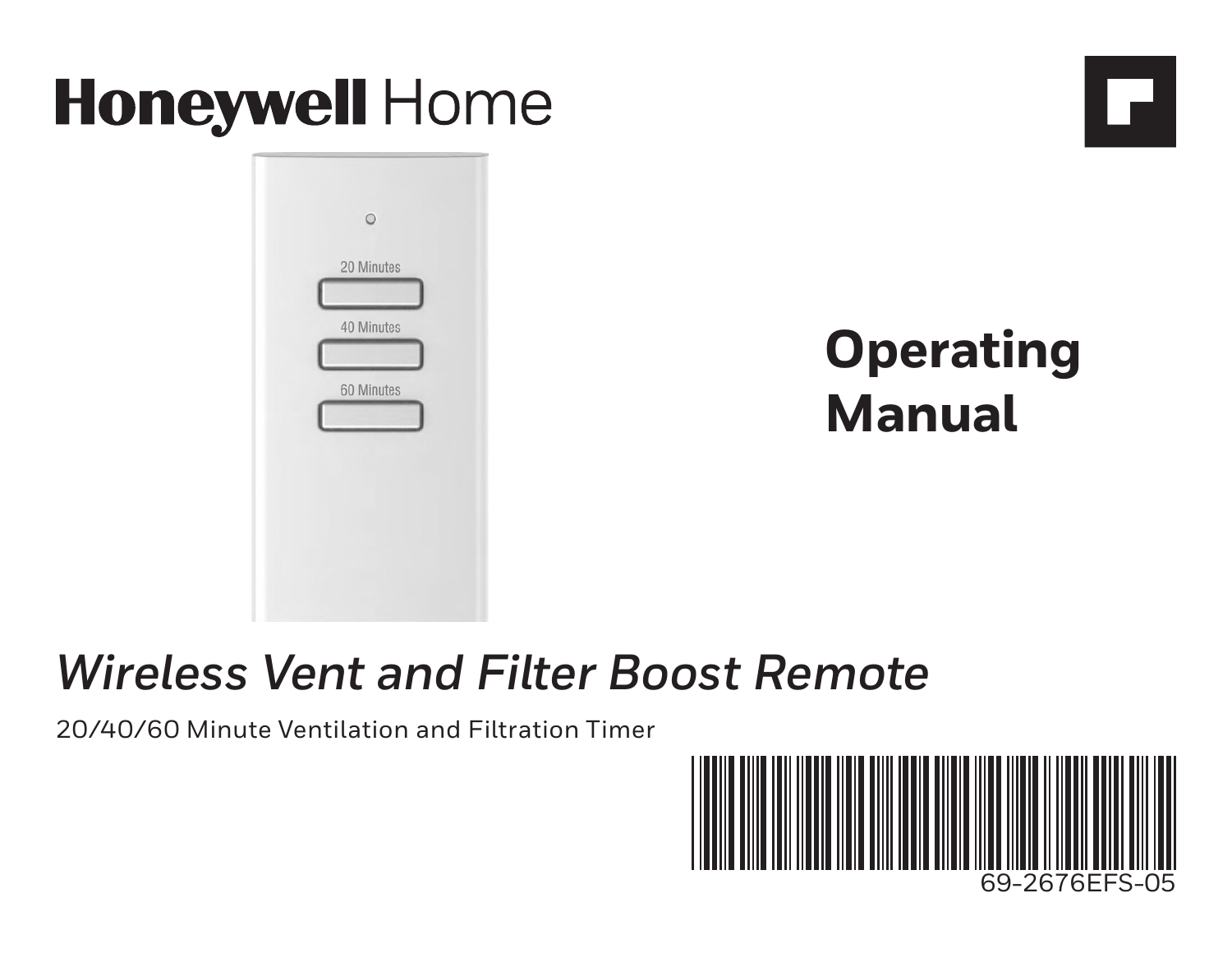# Honeywell Home

20 Minutes

40 Minutes

60 Minutes

## Operating Manual

## *Wireless Vent and Filter Boost Remote*

20/40/60 Minute Ventilation and Filtration Timer

69-2676EFS-05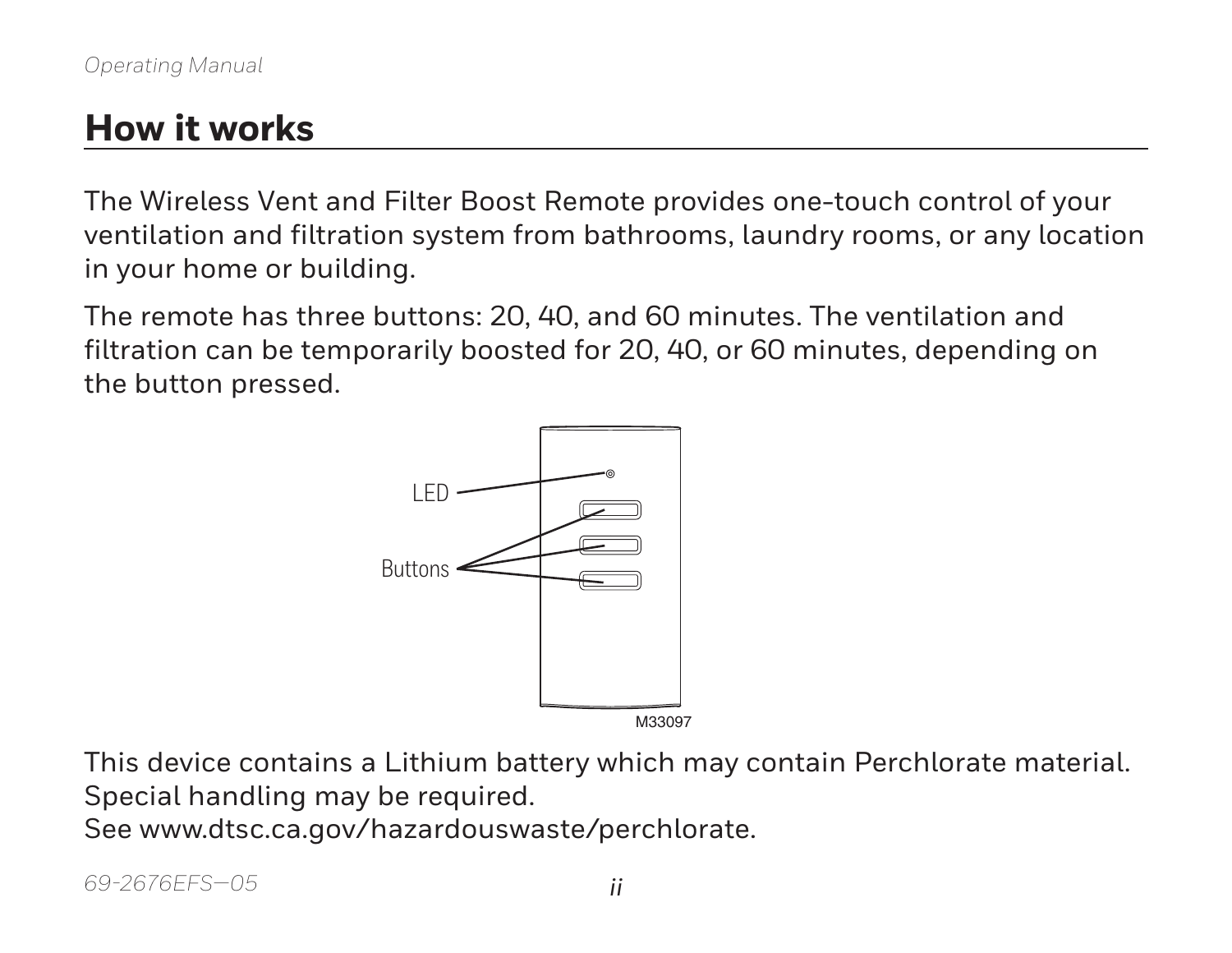# How it works

The Wireless Vent and Filter Boost Remote provides one-touch control of your ventilation and filtration system from bathrooms, laundry rooms, or any location in your home or building.

The remote has three buttons: 20, 40, and 60 minutes. The ventilation and filtration can be temporarily boosted for 20, 40, or 60 minutes, depending on the button pressed.

This device contains a Lithium battery which may contain Perchlorate material. Special handling may be required.
See www.dtsc.ca.gov/hazardouswaste/perchlorate.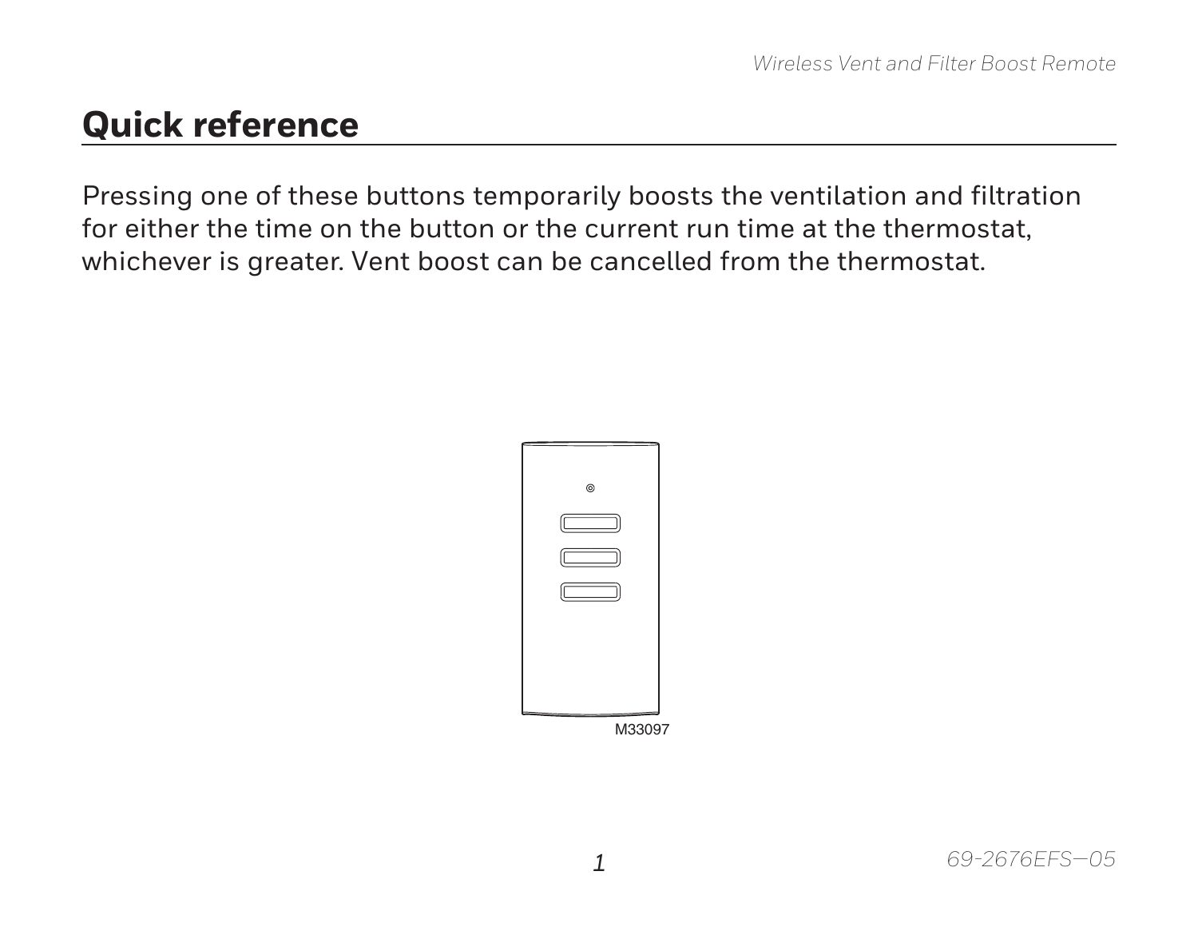## Quick reference

Pressing one of these buttons temporarily boosts the ventilation and filtration for either the time on the button or the current run time at the thermostat, whichever is greater. Vent boost can be cancelled from the thermostat.

M33097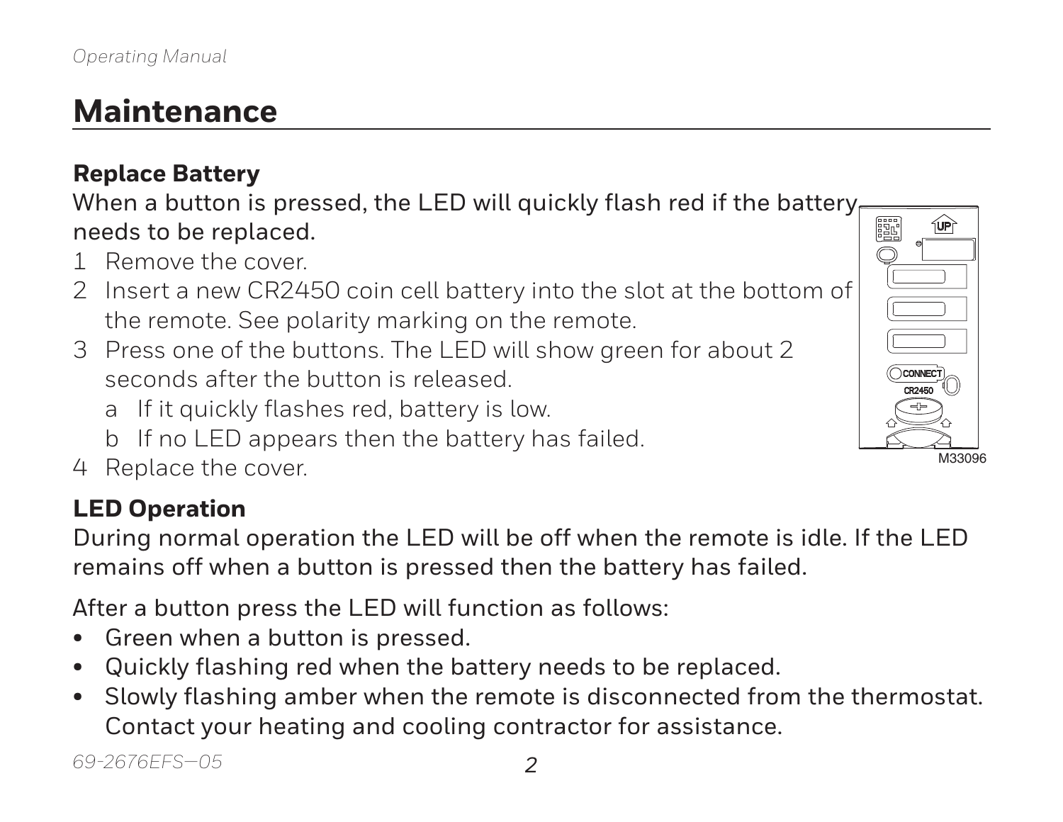## Maintenance

### Replace Battery

When a button is pressed, the LED will quickly flash red if the battery needs to be replaced.

1. Remove the cover.
2. Insert a new CR2450 coin cell battery into the slot at the bottom of the remote. See polarity marking on the remote.
3. Press one of the buttons. The LED will show green for about 2 seconds after the button is released.
   a. If it quickly flashes red, battery is low.
   b. If no LED appears then the battery has failed.
4. Replace the cover.

M33096

### LED Operation

During normal operation the LED will be off when the remote is idle. If the LED remains off when a button is pressed then the battery has failed.

After a button press the LED will function as follows:

- Green when a button is pressed.
- Quickly flashing red when the battery needs to be replaced.
- Slowly flashing amber when the remote is disconnected from the thermostat. Contact your heating and cooling contractor for assistance.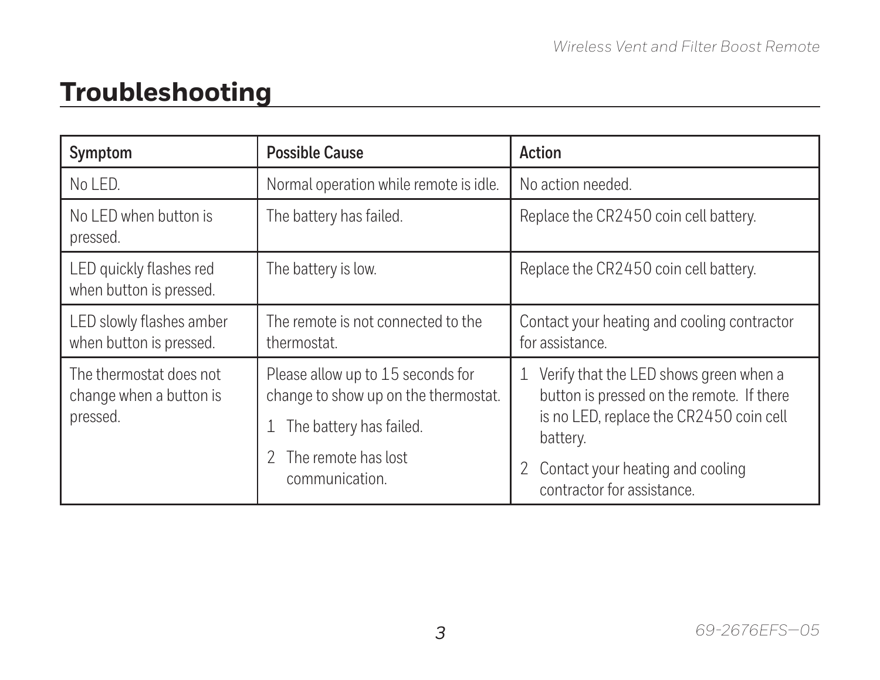# Troubleshooting

| Symptom | Possible Cause | Action |
| --- | --- | --- |
| No LED. | Normal operation while remote is idle. | No action needed. |
| No LED when button is pressed. | The battery has failed. | Replace the CR2450 coin cell battery. |
| LED quickly flashes red when button is pressed. | The battery is low. | Replace the CR2450 coin cell battery. |
| LED slowly flashes amber when button is pressed. | The remote is not connected to the thermostat. | Contact your heating and cooling contractor for assistance. |
| The thermostat does not change when a button is pressed. | Please allow up to 15 seconds for change to show up on the thermostat.<br>1 The battery has failed.<br>2 The remote has lost communication. | 1 Verify that the LED shows green when a button is pressed on the remote. If there is no LED, replace the CR2450 coin cell battery.<br>2 Contact your heating and cooling contractor for assistance. |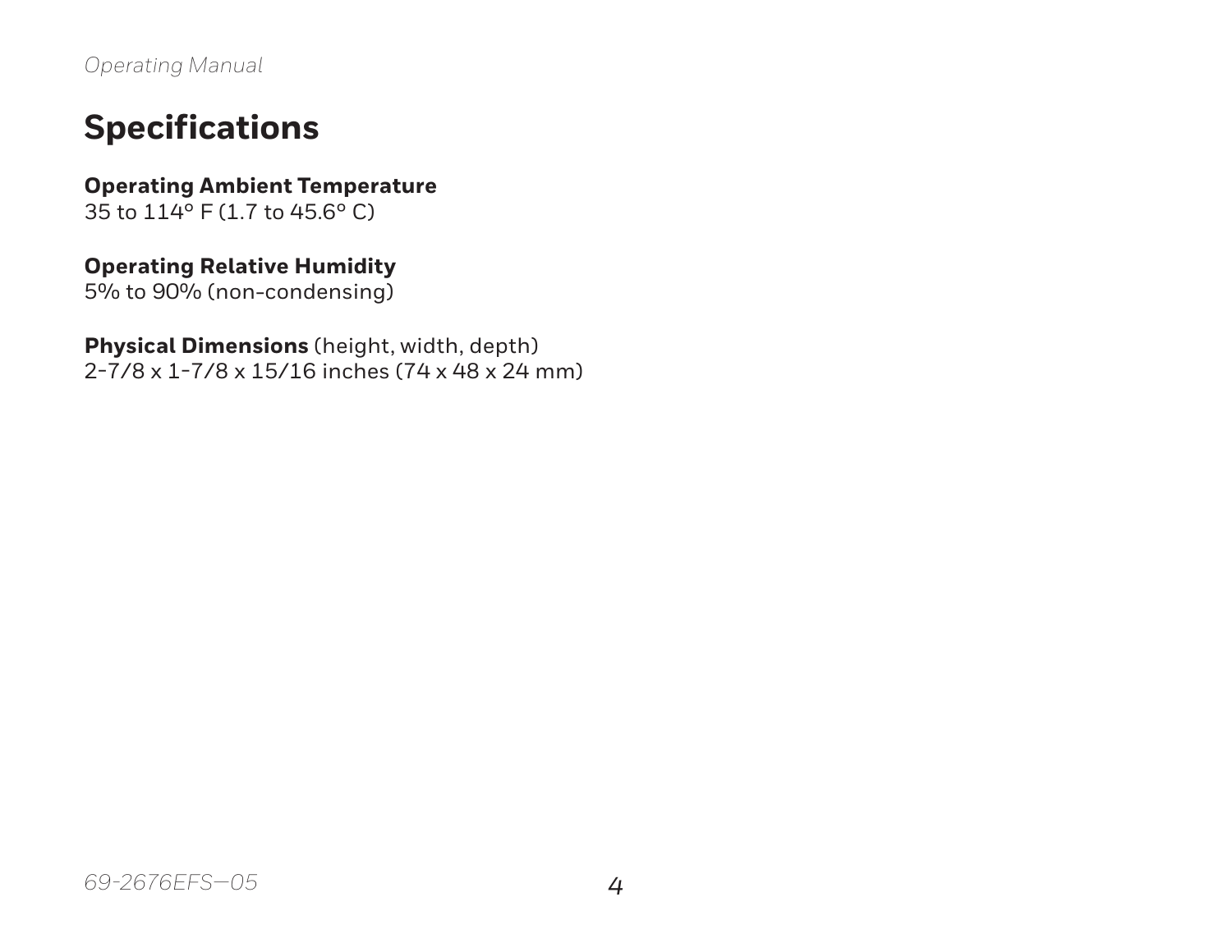## Specifications

**Operating Ambient Temperature**
35 to 114° F (1.7 to 45.6° C)

**Operating Relative Humidity**
5% to 90% (non-condensing)

**Physical Dimensions** (height, width, depth)
2-7/8 x 1-7/8 x 15/16 inches (74 x 48 x 24 mm)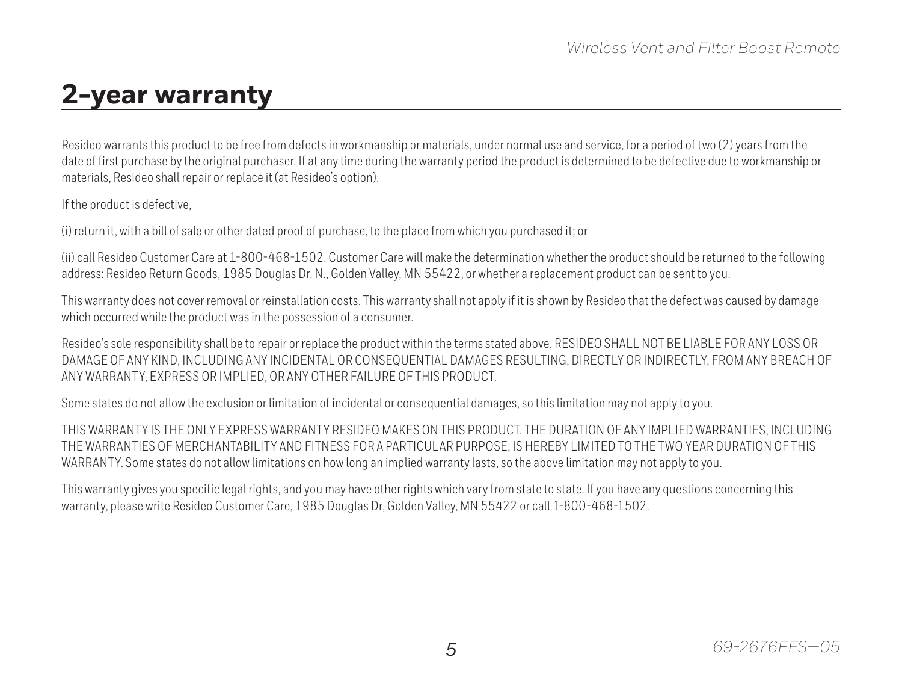# 2-year warranty

Resideo warrants this product to be free from defects in workmanship or materials, under normal use and service, for a period of two (2) years from the date of first purchase by the original purchaser. If at any time during the warranty period the product is determined to be defective due to workmanship or materials, Resideo shall repair or replace it (at Resideo's option).

If the product is defective,

(i) return it, with a bill of sale or other dated proof of purchase, to the place from which you purchased it; or

(ii) call Resideo Customer Care at 1-800-468-1502. Customer Care will make the determination whether the product should be returned to the following address: Resideo Return Goods, 1985 Douglas Dr. N., Golden Valley, MN 55422, or whether a replacement product can be sent to you.

This warranty does not cover removal or reinstallation costs. This warranty shall not apply if it is shown by Resideo that the defect was caused by damage which occurred while the product was in the possession of a consumer.

Resideo's sole responsibility shall be to repair or replace the product within the terms stated above. RESIDEO SHALL NOT BE LIABLE FOR ANY LOSS OR DAMAGE OF ANY KIND, INCLUDING ANY INCIDENTAL OR CONSEQUENTIAL DAMAGES RESULTING, DIRECTLY OR INDIRECTLY, FROM ANY BREACH OF ANY WARRANTY, EXPRESS OR IMPLIED, OR ANY OTHER FAILURE OF THIS PRODUCT.

Some states do not allow the exclusion or limitation of incidental or consequential damages, so this limitation may not apply to you.

THIS WARRANTY IS THE ONLY EXPRESS WARRANTY RESIDEO MAKES ON THIS PRODUCT. THE DURATION OF ANY IMPLIED WARRANTIES, INCLUDING THE WARRANTIES OF MERCHANTABILITY AND FITNESS FOR A PARTICULAR PURPOSE, IS HEREBY LIMITED TO THE TWO YEAR DURATION OF THIS WARRANTY. Some states do not allow limitations on how long an implied warranty lasts, so the above limitation may not apply to you.

This warranty gives you specific legal rights, and you may have other rights which vary from state to state. If you have any questions concerning this warranty, please write Resideo Customer Care, 1985 Douglas Dr, Golden Valley, MN 55422 or call 1-800-468-1502.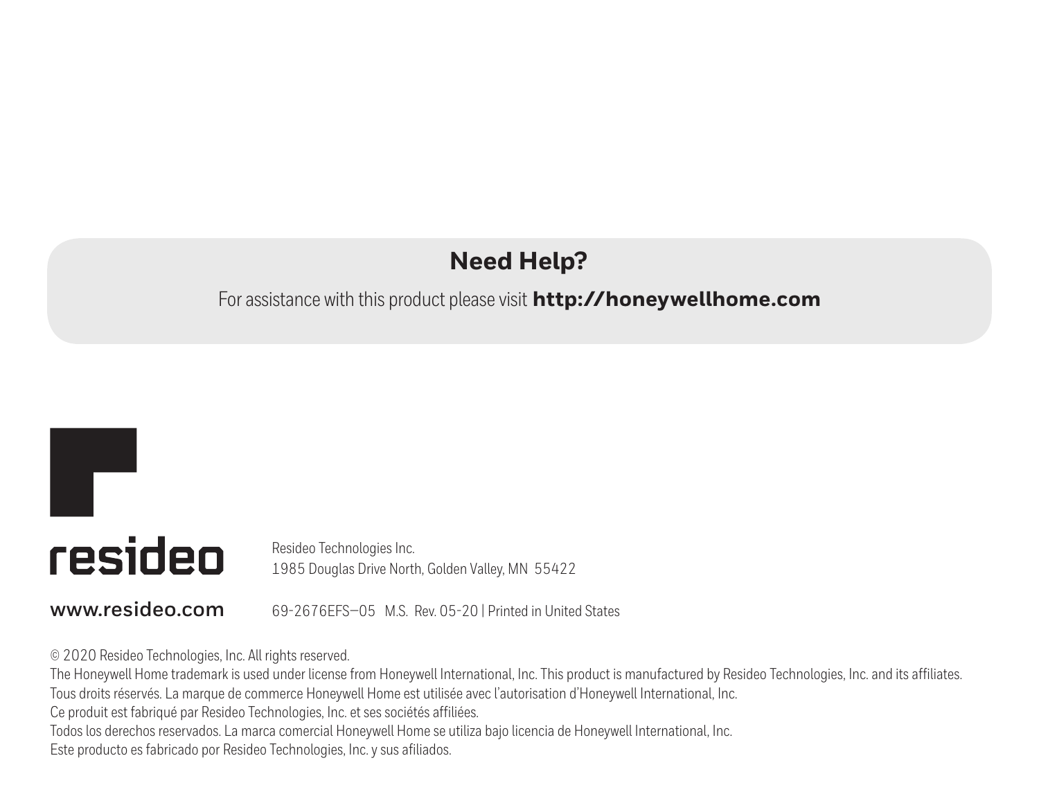## Need Help?

For assistance with this product please visit **http://honeywellhome.com**

resideo

Resideo Technologies Inc.
1985 Douglas Drive North, Golden Valley, MN 55422

**www.resideo.com**

69-2676EFS—05 M.S. Rev. 05-20 | Printed in United States

© 2020 Resideo Technologies, Inc. All rights reserved.
The Honeywell Home trademark is used under license from Honeywell International, Inc. This product is manufactured by Resideo Technologies, Inc. and its affiliates.
Tous droits réservés. La marque de commerce Honeywell Home est utilisée avec l'autorisation d'Honeywell International, Inc.
Ce produit est fabriqué par Resideo Technologies, Inc. et ses sociétés affiliées.
Todos los derechos reservados. La marca comercial Honeywell Home se utiliza bajo licencia de Honeywell International, Inc.
Este producto es fabricado por Resideo Technologies, Inc. y sus afiliados.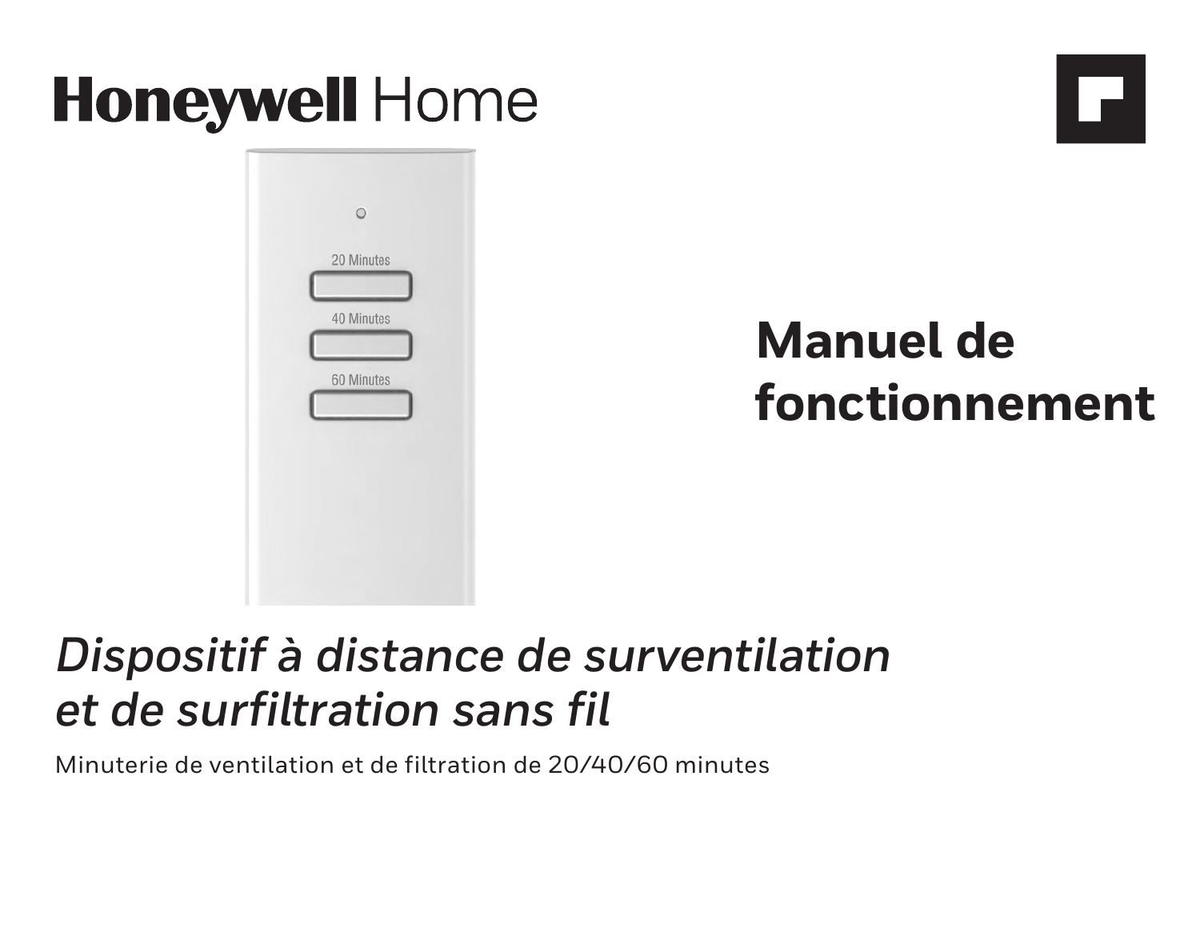# Honeywell Home

## Manuel de fonctionnement

*Dispositif à distance de surventilation et de surfiltration sans fil*

Minuterie de ventilation et de filtration de 20/40/60 minutes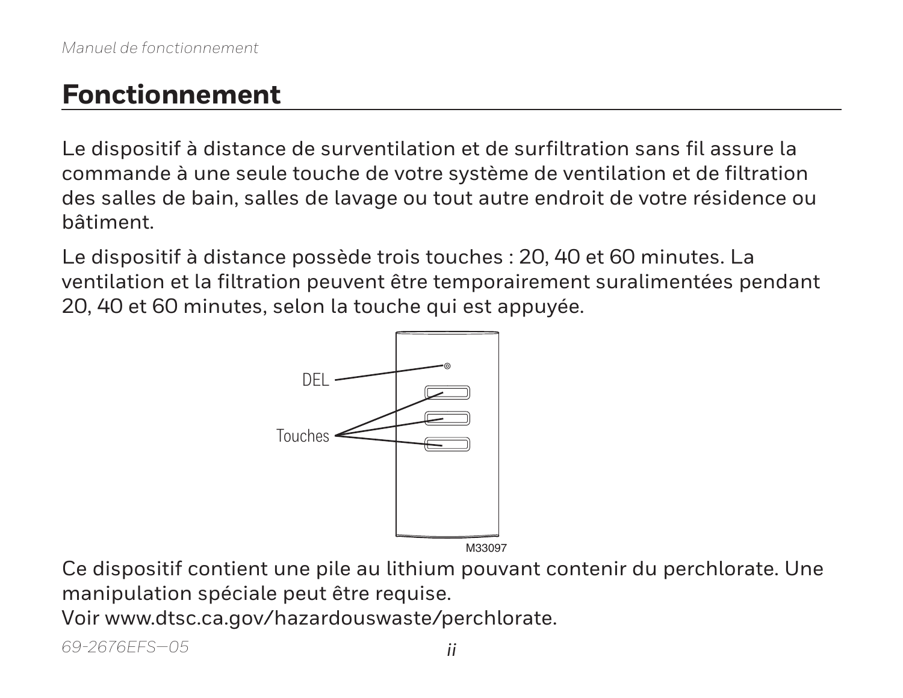# Fonctionnement

Le dispositif à distance de surventilation et de surfiltration sans fil assure la commande à une seule touche de votre système de ventilation et de filtration des salles de bain, salles de lavage ou tout autre endroit de votre résidence ou bâtiment.

Le dispositif à distance possède trois touches : 20, 40 et 60 minutes. La ventilation et la filtration peuvent être temporairement suralimentées pendant 20, 40 et 60 minutes, selon la touche qui est appuyée.

DEL

Touches

M33097

Ce dispositif contient une pile au lithium pouvant contenir du perchlorate. Une manipulation spéciale peut être requise.
Voir www.dtsc.ca.gov/hazardouswaste/perchlorate.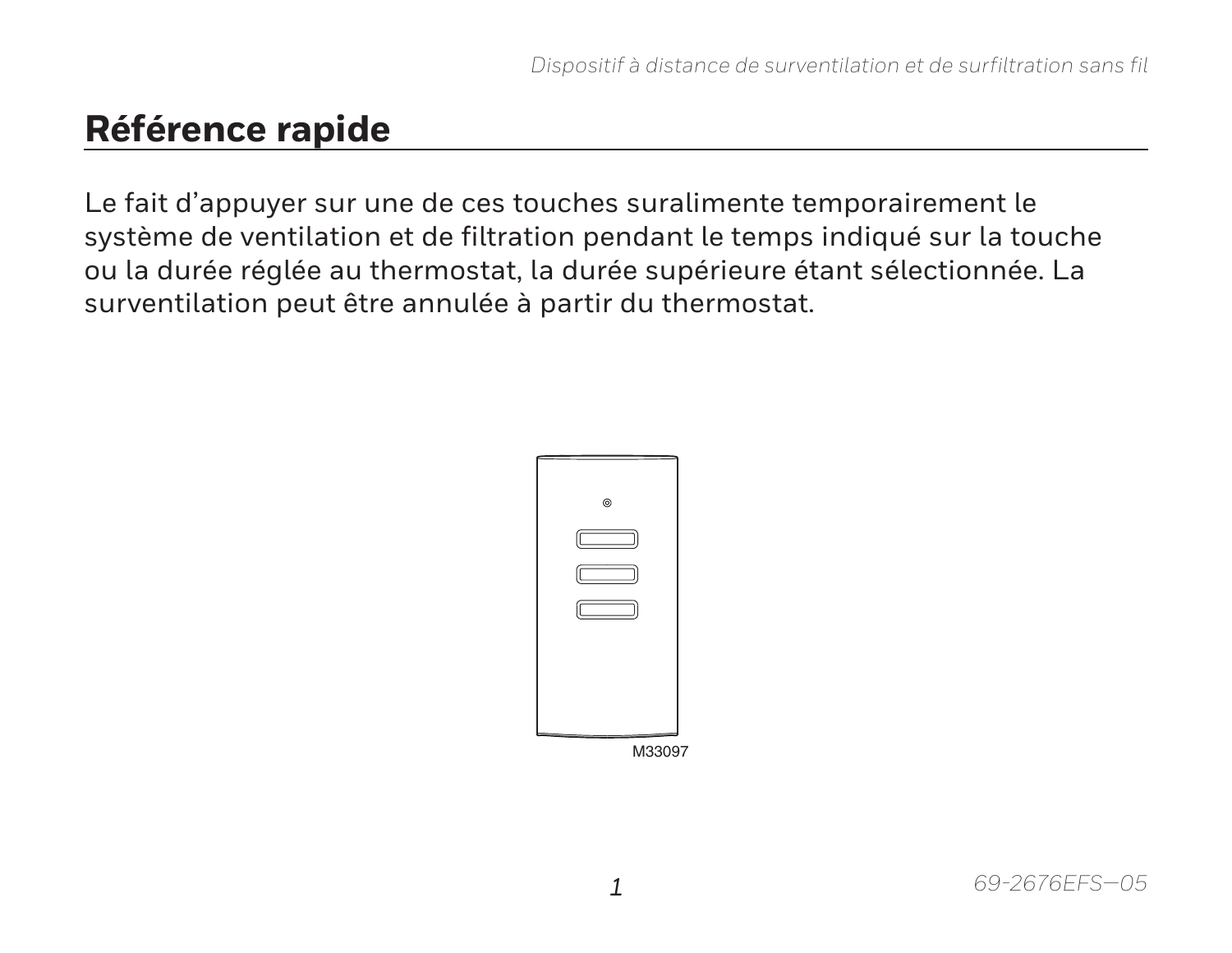## Référence rapide

Le fait d'appuyer sur une de ces touches suralimente temporairement le système de ventilation et de filtration pendant le temps indiqué sur la touche ou la durée réglée au thermostat, la durée supérieure étant sélectionnée. La surventilation peut être annulée à partir du thermostat.

M33097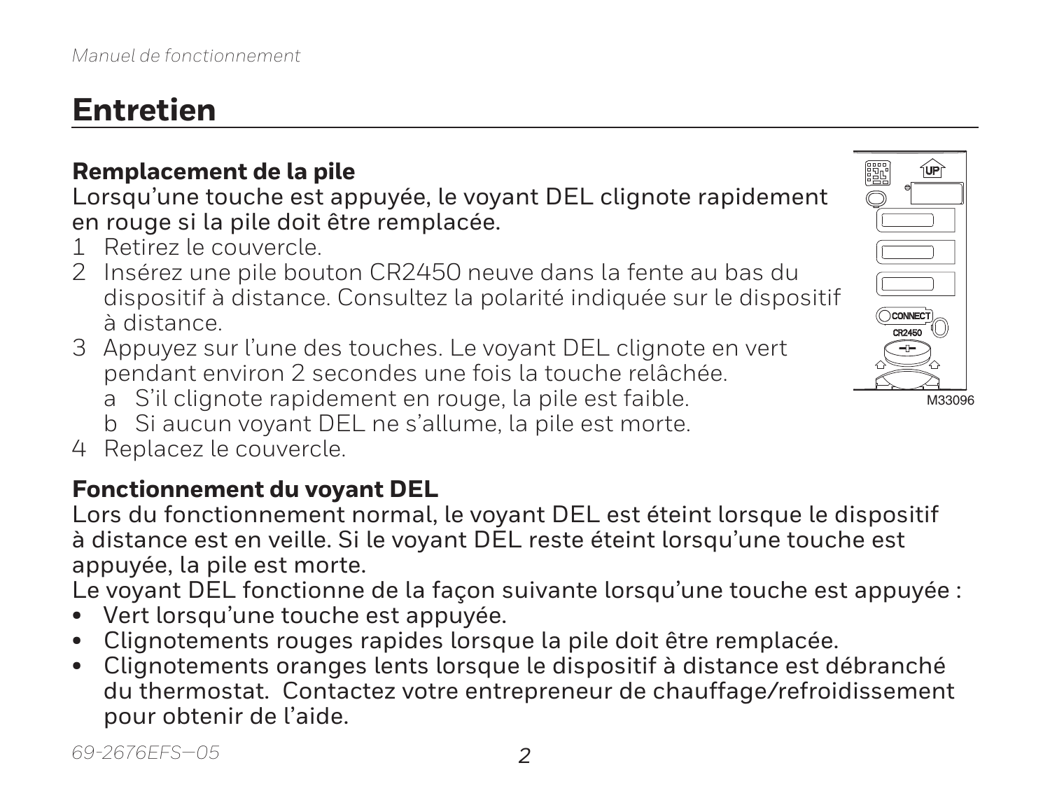# Entretien

### Remplacement de la pile

Lorsqu'une touche est appuyée, le voyant DEL clignote rapidement en rouge si la pile doit être remplacée.

1. Retirez le couvercle.
2. Insérez une pile bouton CR2450 neuve dans la fente au bas du dispositif à distance. Consultez la polarité indiquée sur le dispositif à distance.
3. Appuyez sur l'une des touches. Le voyant DEL clignote en vert pendant environ 2 secondes une fois la touche relâchée.
   a. S'il clignote rapidement en rouge, la pile est faible.
   b. Si aucun voyant DEL ne s'allume, la pile est morte.
4. Replacez le couvercle.

M33096

### Fonctionnement du voyant DEL

Lors du fonctionnement normal, le voyant DEL est éteint lorsque le dispositif à distance est en veille. Si le voyant DEL reste éteint lorsqu'une touche est appuyée, la pile est morte.

Le voyant DEL fonctionne de la façon suivante lorsqu'une touche est appuyée :

- Vert lorsqu'une touche est appuyée.
- Clignotements rouges rapides lorsque la pile doit être remplacée.
- Clignotements oranges lents lorsque le dispositif à distance est débranché du thermostat. Contactez votre entrepreneur de chauffage/refroidissement pour obtenir de l'aide.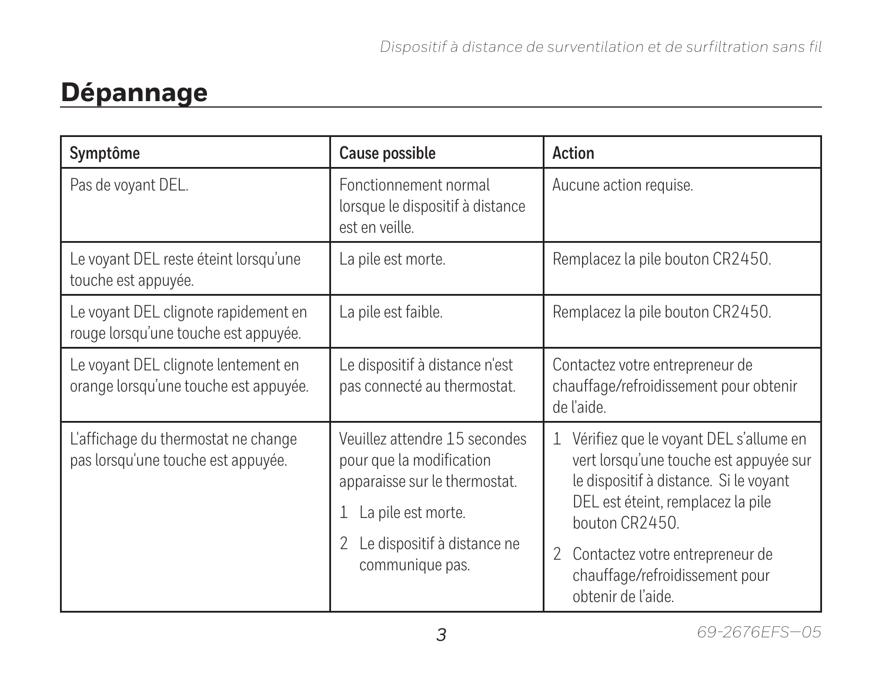# Dépannage

| Symptôme | Cause possible | Action |
| --- | --- | --- |
| Pas de voyant DEL. | Fonctionnement normal lorsque le dispositif à distance est en veille. | Aucune action requise. |
| Le voyant DEL reste éteint lorsqu'une touche est appuyée. | La pile est morte. | Remplacez la pile bouton CR2450. |
| Le voyant DEL clignote rapidement en rouge lorsqu'une touche est appuyée. | La pile est faible. | Remplacez la pile bouton CR2450. |
| Le voyant DEL clignote lentement en orange lorsqu'une touche est appuyée. | Le dispositif à distance n'est pas connecté au thermostat. | Contactez votre entrepreneur de chauffage/refroidissement pour obtenir de l'aide. |
| L'affichage du thermostat ne change pas lorsqu'une touche est appuyée. | Veuillez attendre 15 secondes pour que la modification apparaisse sur le thermostat.<br>1 La pile est morte.<br>2 Le dispositif à distance ne communique pas. | 1 Vérifiez que le voyant DEL s'allume en vert lorsqu'une touche est appuyée sur le dispositif à distance. Si le voyant DEL est éteint, remplacez la pile bouton CR2450.<br>2 Contactez votre entrepreneur de chauffage/refroidissement pour obtenir de l'aide. |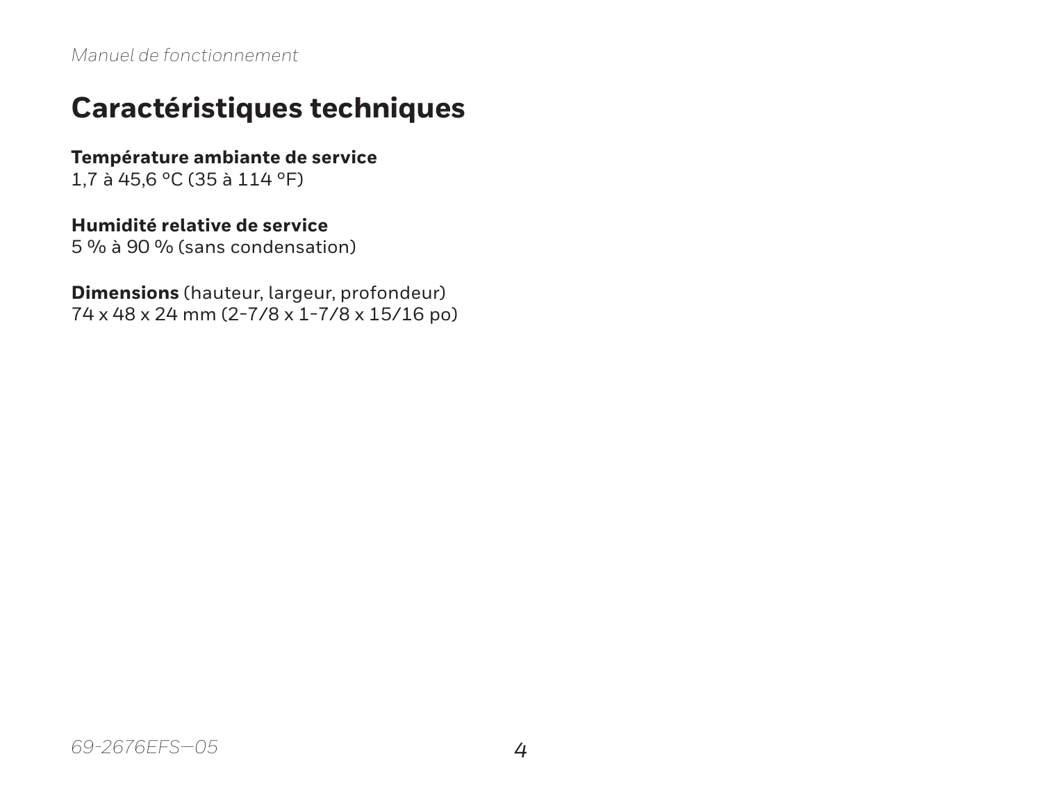# Caractéristiques techniques

**Température ambiante de service**
1,7 à 45,6 °C (35 à 114 °F)

**Humidité relative de service**
5 % à 90 % (sans condensation)

**Dimensions** (hauteur, largeur, profondeur)
74 x 48 x 24 mm (2-7/8 x 1-7/8 x 15/16 po)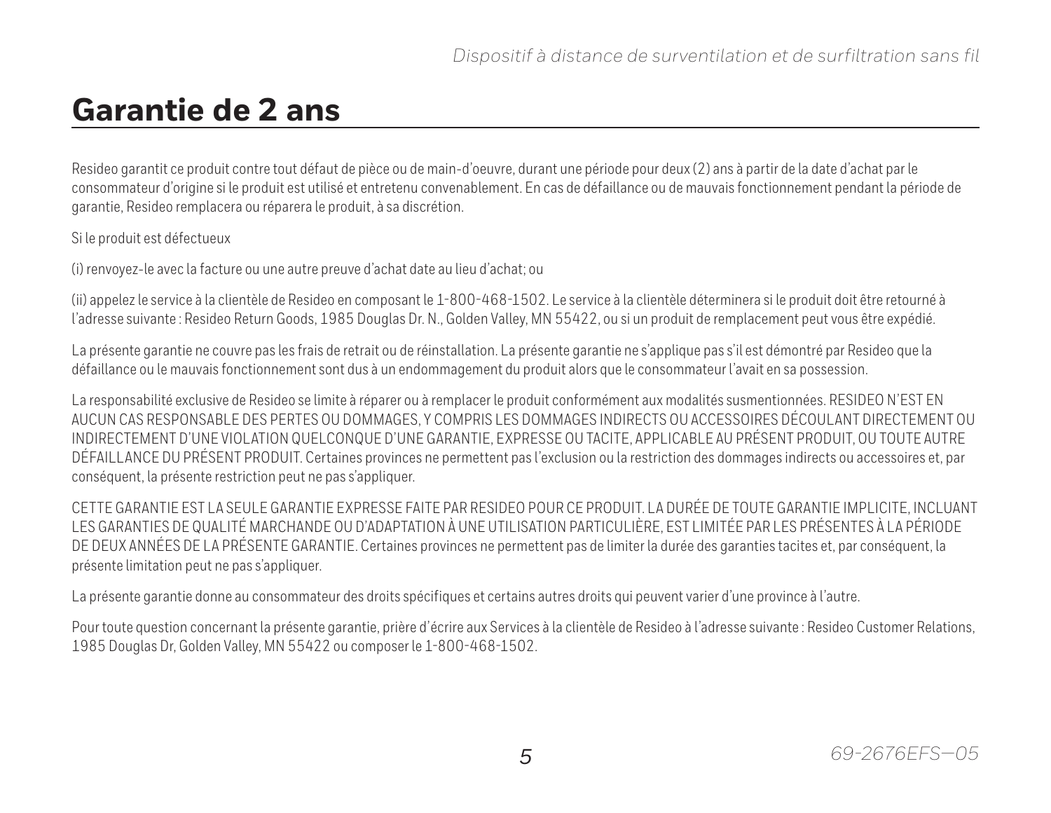# Garantie de 2 ans

Resideo garantit ce produit contre tout défaut de pièce ou de main-d'oeuvre, durant une période pour deux (2) ans à partir de la date d'achat par le consommateur d'origine si le produit est utilisé et entretenu convenablement. En cas de défaillance ou de mauvais fonctionnement pendant la période de garantie, Resideo remplacera ou réparera le produit, à sa discrétion.

Si le produit est défectueux

(i) renvoyez-le avec la facture ou une autre preuve d'achat date au lieu d'achat; ou

(ii) appelez le service à la clientèle de Resideo en composant le 1-800-468-1502. Le service à la clientèle déterminera si le produit doit être retourné à l'adresse suivante : Resideo Return Goods, 1985 Douglas Dr. N., Golden Valley, MN 55422, ou si un produit de remplacement peut vous être expédié.

La présente garantie ne couvre pas les frais de retrait ou de réinstallation. La présente garantie ne s'applique pas s'il est démontré par Resideo que la défaillance ou le mauvais fonctionnement sont dus à un endommagement du produit alors que le consommateur l'avait en sa possession.

La responsabilité exclusive de Resideo se limite à réparer ou à remplacer le produit conformément aux modalités susmentionnées. RESIDEO N'EST EN AUCUN CAS RESPONSABLE DES PERTES OU DOMMAGES, Y COMPRIS LES DOMMAGES INDIRECTS OU ACCESSOIRES DÉCOULANT DIRECTEMENT OU INDIRECTEMENT D'UNE VIOLATION QUELCONQUE D'UNE GARANTIE, EXPRESSE OU TACITE, APPLICABLE AU PRÉSENT PRODUIT, OU TOUTE AUTRE DÉFAILLANCE DU PRÉSENT PRODUIT. Certaines provinces ne permettent pas l'exclusion ou la restriction des dommages indirects ou accessoires et, par conséquent, la présente restriction peut ne pas s'appliquer.

CETTE GARANTIE EST LA SEULE GARANTIE EXPRESSE FAITE PAR RESIDEO POUR CE PRODUIT. LA DURÉE DE TOUTE GARANTIE IMPLICITE, INCLUANT LES GARANTIES DE QUALITÉ MARCHANDE OU D'ADAPTATION À UNE UTILISATION PARTICULIÈRE, EST LIMITÉE PAR LES PRÉSENTES À LA PÉRIODE DE DEUX ANNÉES DE LA PRÉSENTE GARANTIE. Certaines provinces ne permettent pas de limiter la durée des garanties tacites et, par conséquent, la présente limitation peut ne pas s'appliquer.

La présente garantie donne au consommateur des droits spécifiques et certains autres droits qui peuvent varier d'une province à l'autre.

Pour toute question concernant la présente garantie, prière d'écrire aux Services à la clientèle de Resideo à l'adresse suivante : Resideo Customer Relations, 1985 Douglas Dr, Golden Valley, MN 55422 ou composer le 1-800-468-1502.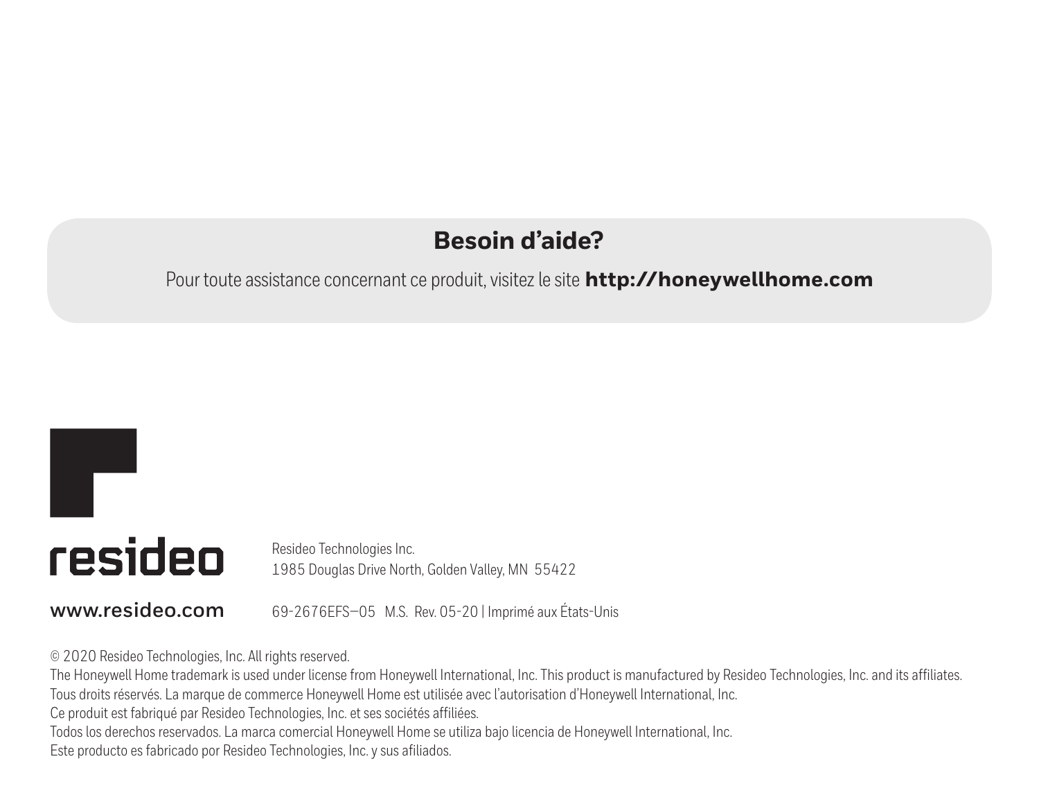## Besoin d'aide?

Pour toute assistance concernant ce produit, visitez le site **http://honeywellhome.com**

resideo

Resideo Technologies Inc.
1985 Douglas Drive North, Golden Valley, MN 55422

**www.resideo.com**

69-2676EFS—05 M.S. Rev. 05-20 | Imprimé aux États-Unis

© 2020 Resideo Technologies, Inc. All rights reserved.
The Honeywell Home trademark is used under license from Honeywell International, Inc. This product is manufactured by Resideo Technologies, Inc. and its affiliates.
Tous droits réservés. La marque de commerce Honeywell Home est utilisée avec l'autorisation d'Honeywell International, Inc.
Ce produit est fabriqué par Resideo Technologies, Inc. et ses sociétés affiliées.
Todos los derechos reservados. La marca comercial Honeywell Home se utiliza bajo licencia de Honeywell International, Inc.
Este producto es fabricado por Resideo Technologies, Inc. y sus afiliados.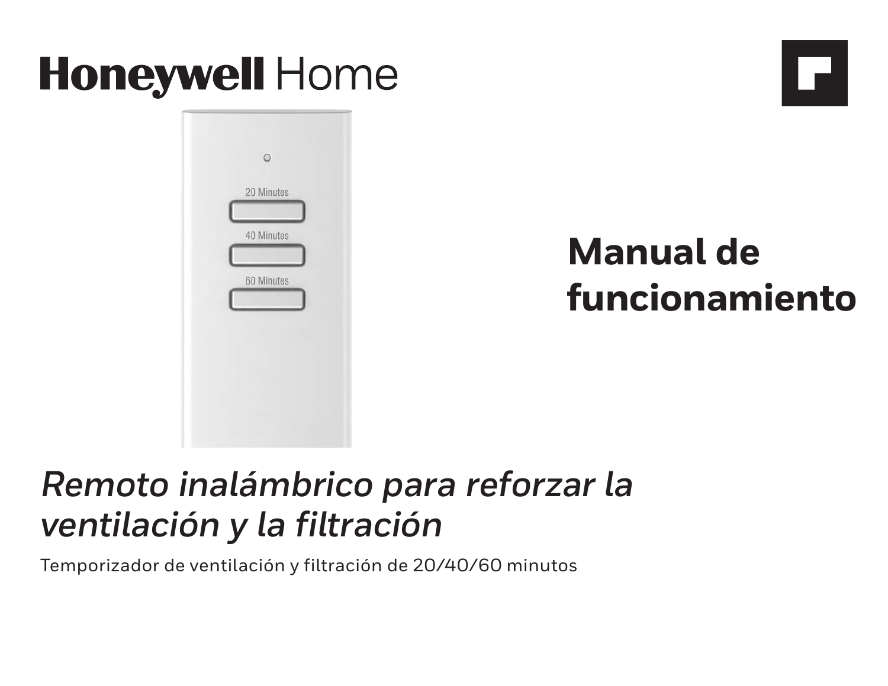# Honeywell Home

## Manual de funcionamiento

*Remoto inalámbrico para reforzar la ventilación y la filtración*

Temporizador de ventilación y filtración de 20/40/60 minutos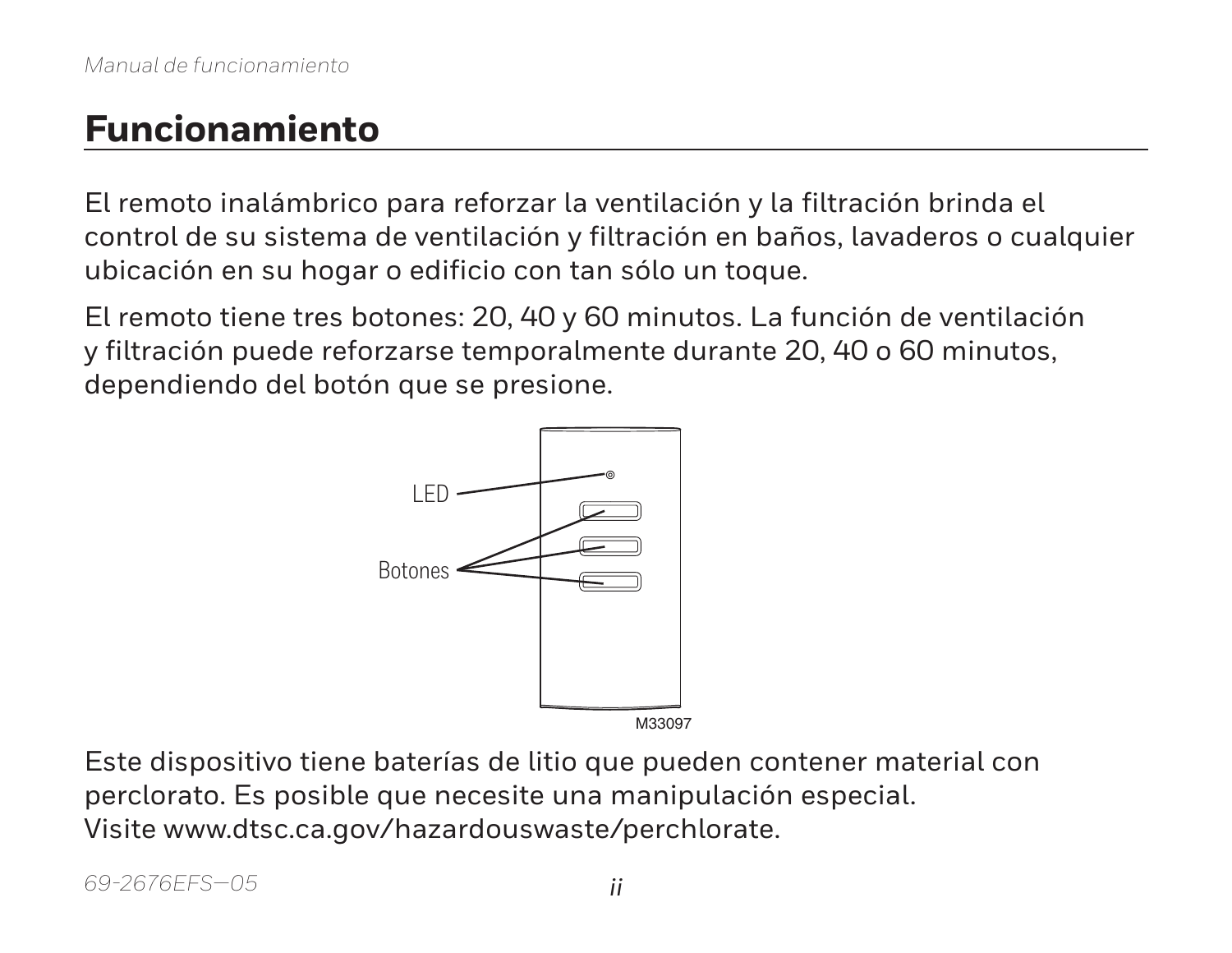# Funcionamiento

El remoto inalámbrico para reforzar la ventilación y la filtración brinda el control de su sistema de ventilación y filtración en baños, lavaderos o cualquier ubicación en su hogar o edificio con tan sólo un toque.

El remoto tiene tres botones: 20, 40 y 60 minutos. La función de ventilación y filtración puede reforzarse temporalmente durante 20, 40 o 60 minutos, dependiendo del botón que se presione.

LED

Botones

M33097

Este dispositivo tiene baterías de litio que pueden contener material con perclorato. Es posible que necesite una manipulación especial. Visite www.dtsc.ca.gov/hazardouswaste/perchlorate.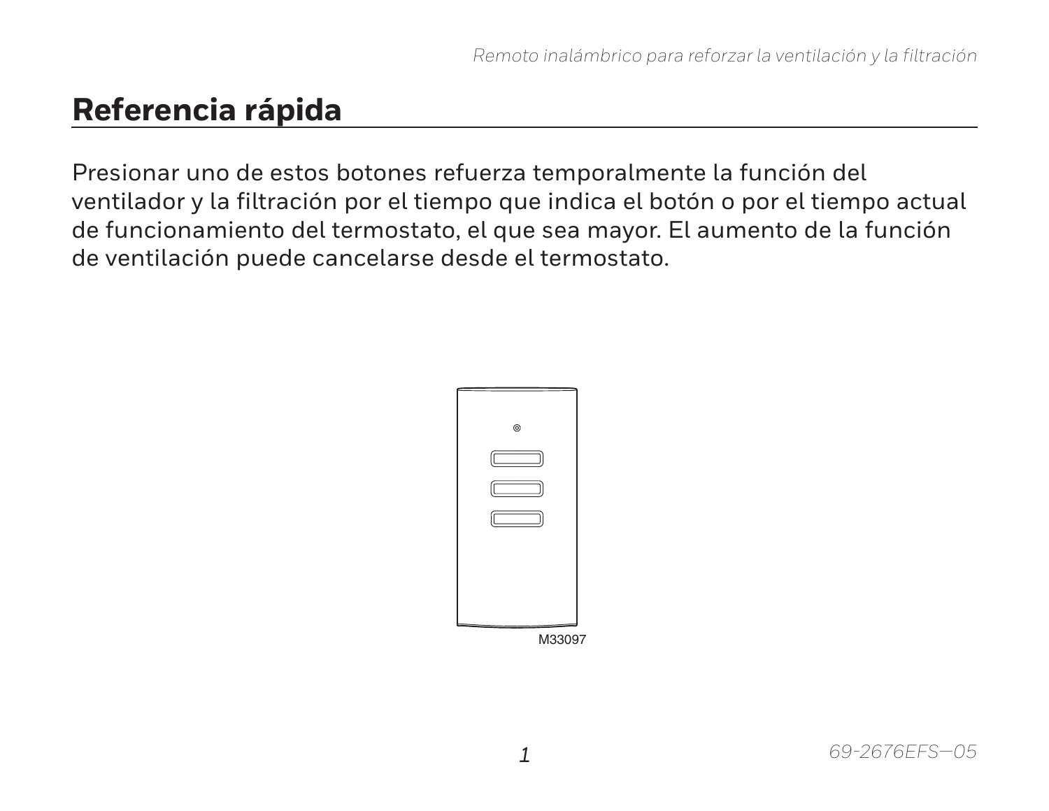## Referencia rápida

Presionar uno de estos botones refuerza temporalmente la función del ventilador y la filtración por el tiempo que indica el botón o por el tiempo actual de funcionamiento del termostato, el que sea mayor. El aumento de la función de ventilación puede cancelarse desde el termostato.

M33097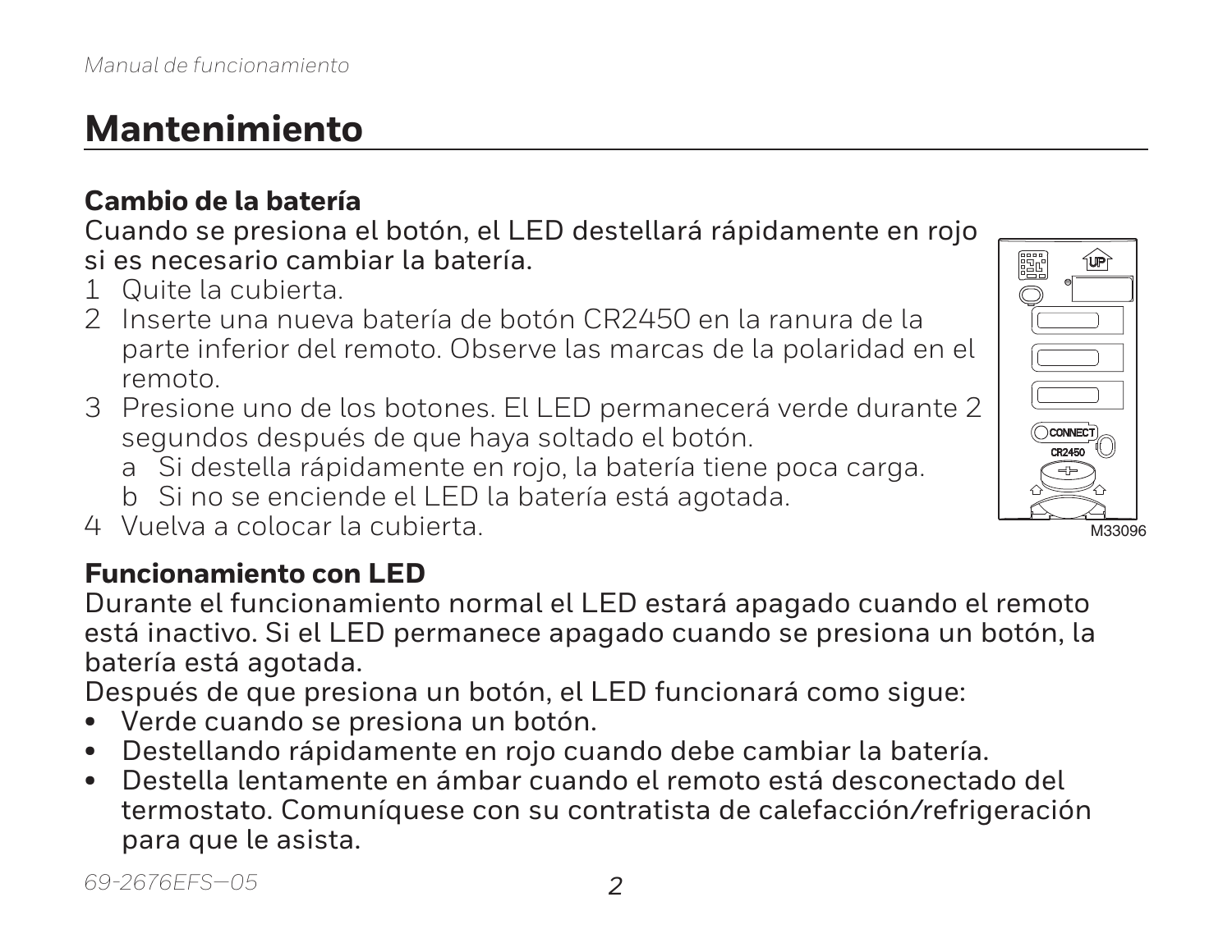# Mantenimiento

### Cambio de la batería

Cuando se presiona el botón, el LED destellará rápidamente en rojo si es necesario cambiar la batería.

1. Quite la cubierta.
2. Inserte una nueva batería de botón CR2450 en la ranura de la parte inferior del remoto. Observe las marcas de la polaridad en el remoto.
3. Presione uno de los botones. El LED permanecerá verde durante 2 segundos después de que haya soltado el botón.
   a. Si destella rápidamente en rojo, la batería tiene poca carga.
   b. Si no se enciende el LED la batería está agotada.
4. Vuelva a colocar la cubierta.

M33096

### Funcionamiento con LED

Durante el funcionamiento normal el LED estará apagado cuando el remoto está inactivo. Si el LED permanece apagado cuando se presiona un botón, la batería está agotada.

Después de que presiona un botón, el LED funcionará como sigue:

- Verde cuando se presiona un botón.
- Destellando rápidamente en rojo cuando debe cambiar la batería.
- Destella lentamente en ámbar cuando el remoto está desconectado del termostato. Comuníquese con su contratista de calefacción/refrigeración para que le asista.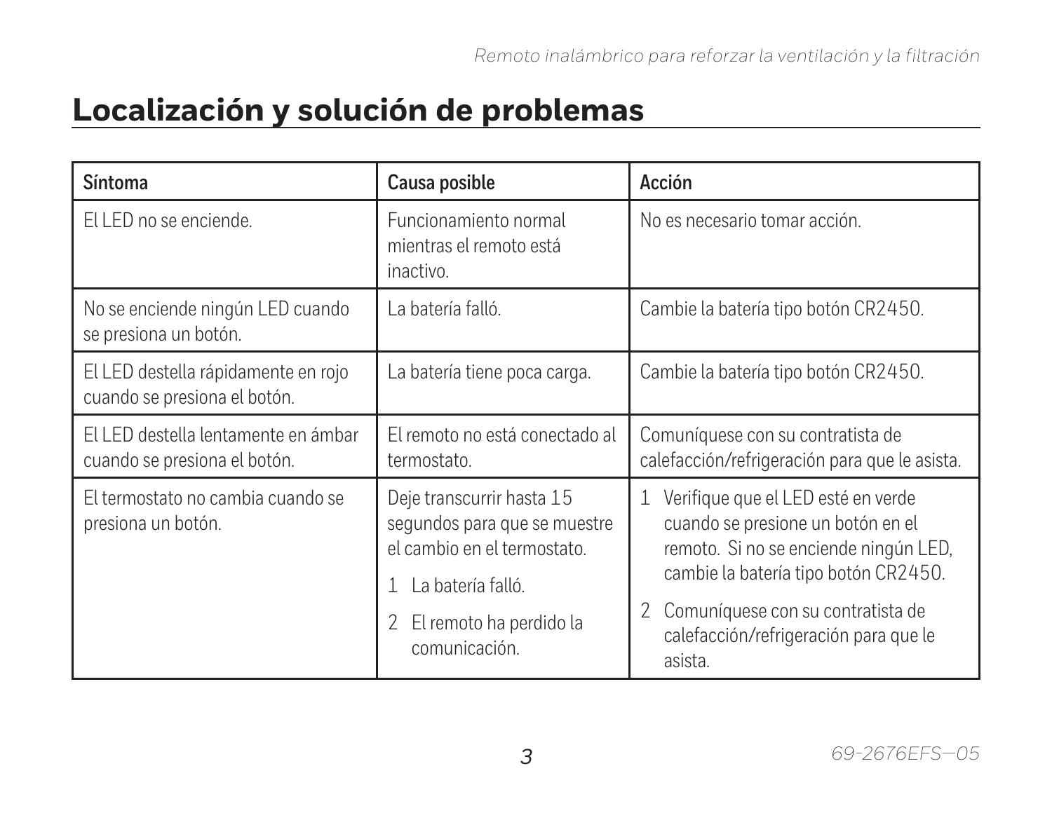## Localización y solución de problemas

| Síntoma | Causa posible | Acción |
|---|---|---|
| El LED no se enciende. | Funcionamiento normal mientras el remoto está inactivo. | No es necesario tomar acción. |
| No se enciende ningún LED cuando se presiona un botón. | La batería falló. | Cambie la batería tipo botón CR2450. |
| El LED destella rápidamente en rojo cuando se presiona el botón. | La batería tiene poca carga. | Cambie la batería tipo botón CR2450. |
| El LED destella lentamente en ámbar cuando se presiona el botón. | El remoto no está conectado al termostato. | Comuníquese con su contratista de calefacción/refrigeración para que le asista. |
| El termostato no cambia cuando se presiona un botón. | Deje transcurrir hasta 15 segundos para que se muestre el cambio en el termostato.<br>1 La batería falló.<br>2 El remoto ha perdido la comunicación. | 1 Verifique que el LED esté en verde cuando se presione un botón en el remoto. Si no se enciende ningún LED, cambie la batería tipo botón CR2450.<br>2 Comuníquese con su contratista de calefacción/refrigeración para que le asista. |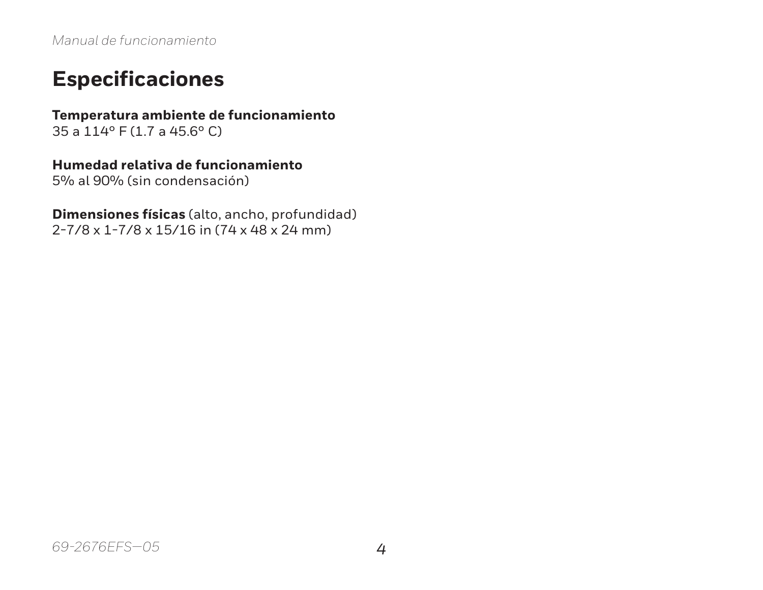# Especificaciones

**Temperatura ambiente de funcionamiento**
35 a 114° F (1.7 a 45.6° C)

**Humedad relativa de funcionamiento**
5% al 90% (sin condensación)

**Dimensiones físicas** (alto, ancho, profundidad)
2-7/8 x 1-7/8 x 15/16 in (74 x 48 x 24 mm)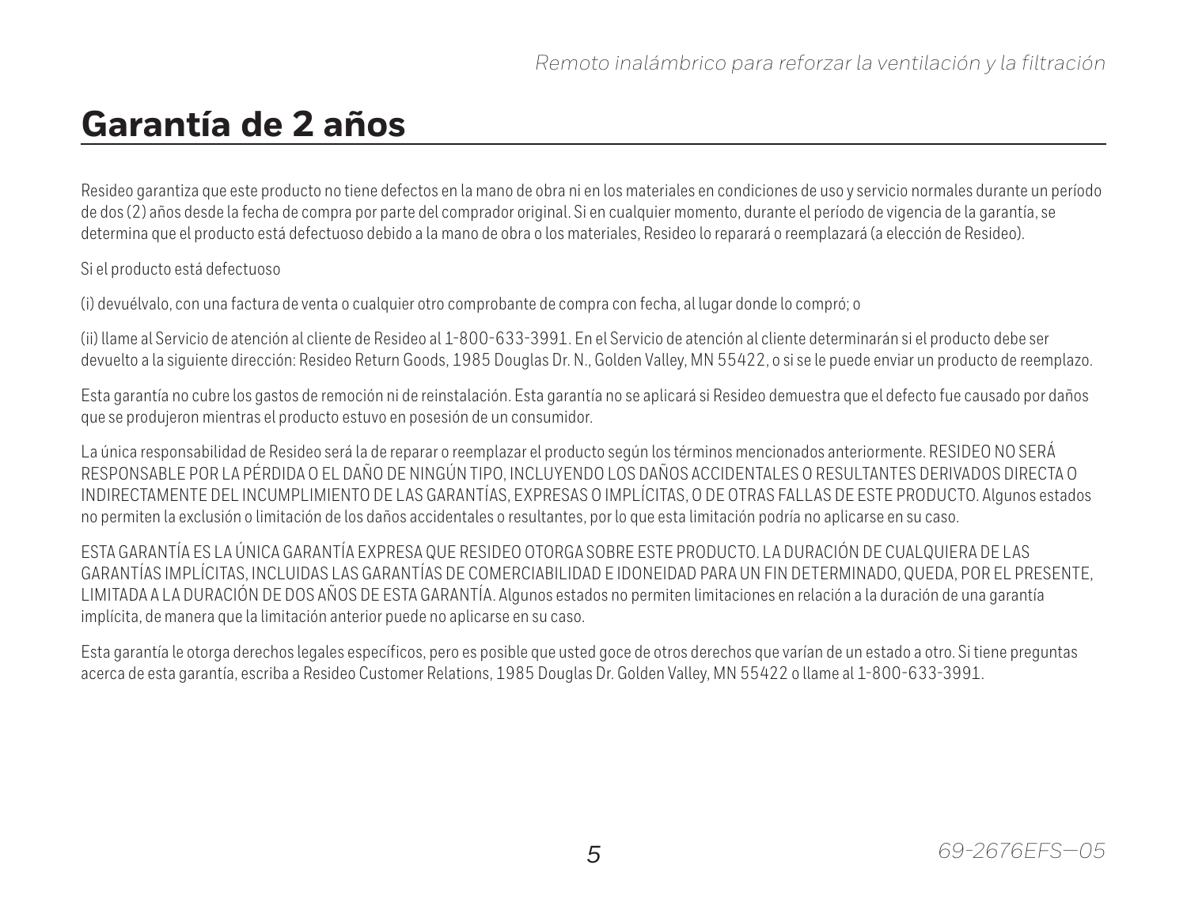# Garantía de 2 años

Resideo garantiza que este producto no tiene defectos en la mano de obra ni en los materiales en condiciones de uso y servicio normales durante un período de dos (2) años desde la fecha de compra por parte del comprador original. Si en cualquier momento, durante el período de vigencia de la garantía, se determina que el producto está defectuoso debido a la mano de obra o los materiales, Resideo lo reparará o reemplazará (a elección de Resideo).

Si el producto está defectuoso

(i) devuélvalo, con una factura de venta o cualquier otro comprobante de compra con fecha, al lugar donde lo compró; o

(ii) llame al Servicio de atención al cliente de Resideo al 1-800-633-3991. En el Servicio de atención al cliente determinarán si el producto debe ser devuelto a la siguiente dirección: Resideo Return Goods, 1985 Douglas Dr. N., Golden Valley, MN 55422, o si se le puede enviar un producto de reemplazo.

Esta garantía no cubre los gastos de remoción ni de reinstalación. Esta garantía no se aplicará si Resideo demuestra que el defecto fue causado por daños que se produjeron mientras el producto estuvo en posesión de un consumidor.

La única responsabilidad de Resideo será la de reparar o reemplazar el producto según los términos mencionados anteriormente. RESIDEO NO SERÁ RESPONSABLE POR LA PÉRDIDA O EL DAÑO DE NINGÚN TIPO, INCLUYENDO LOS DAÑOS ACCIDENTALES O RESULTANTES DERIVADOS DIRECTA O INDIRECTAMENTE DEL INCUMPLIMIENTO DE LAS GARANTÍAS, EXPRESAS O IMPLÍCITAS, O DE OTRAS FALLAS DE ESTE PRODUCTO. Algunos estados no permiten la exclusión o limitación de los daños accidentales o resultantes, por lo que esta limitación podría no aplicarse en su caso.

ESTA GARANTÍA ES LA ÚNICA GARANTÍA EXPRESA QUE RESIDEO OTORGA SOBRE ESTE PRODUCTO. LA DURACIÓN DE CUALQUIERA DE LAS GARANTÍAS IMPLÍCITAS, INCLUIDAS LAS GARANTÍAS DE COMERCIABILIDAD E IDONEIDAD PARA UN FIN DETERMINADO, QUEDA, POR EL PRESENTE, LIMITADA A LA DURACIÓN DE DOS AÑOS DE ESTA GARANTÍA. Algunos estados no permiten limitaciones en relación a la duración de una garantía implícita, de manera que la limitación anterior puede no aplicarse en su caso.

Esta garantía le otorga derechos legales específicos, pero es posible que usted goce de otros derechos que varían de un estado a otro. Si tiene preguntas acerca de esta garantía, escriba a Resideo Customer Relations, 1985 Douglas Dr. Golden Valley, MN 55422 o llame al 1-800-633-3991.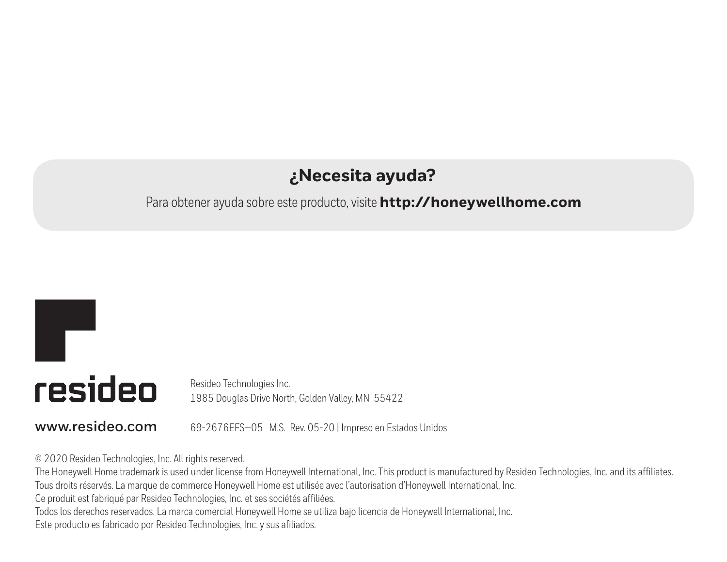## ¿Necesita ayuda?

Para obtener ayuda sobre este producto, visite **http://honeywellhome.com**

resideo

Resideo Technologies Inc.
1985 Douglas Drive North, Golden Valley, MN 55422

**www.resideo.com**

69-2676EFS—05 M.S. Rev. 05-20 | Impreso en Estados Unidos

© 2020 Resideo Technologies, Inc. All rights reserved.
The Honeywell Home trademark is used under license from Honeywell International, Inc. This product is manufactured by Resideo Technologies, Inc. and its affiliates.
Tous droits réservés. La marque de commerce Honeywell Home est utilisée avec l'autorisation d'Honeywell International, Inc.
Ce produit est fabriqué par Resideo Technologies, Inc. et ses sociétés affiliées.
Todos los derechos reservados. La marca comercial Honeywell Home se utiliza bajo licencia de Honeywell International, Inc.
Este producto es fabricado por Resideo Technologies, Inc. y sus afiliados.